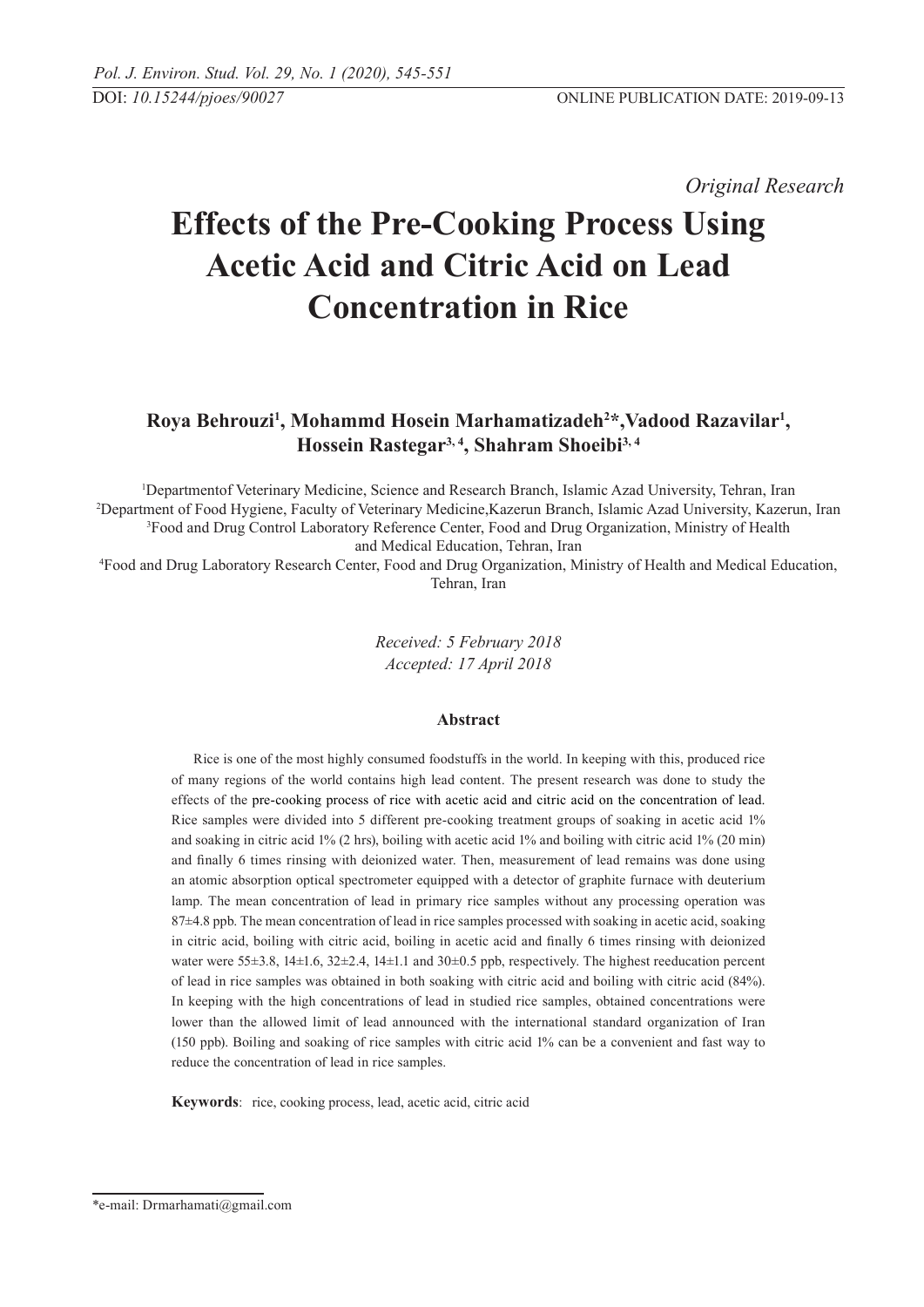DOI: 10.15244/pjoes/90027 ONLINE PUBLICATION DATE: 2019-09-13

*Original Research*

# Effects of the Pre-Cooking Process Using Acetic Acid and Citric Acid on Lead Concentration in Rice

**Roya Behrouzi[1], Mohammd Hosein Marhamatizadeh[2]*, Vadood Razavilar[1], Hossein Rastegar[3,4], Shahram Shoeibi[3,4]**

[1]Departmentof Veterinary Medicine, Science and Research Branch, Islamic Azad University, Tehran, Iran
[2]Department of Food Hygiene, Faculty of Veterinary Medicine,Kazerun Branch, Islamic Azad University, Kazerun, Iran
[3]Food and Drug Control Laboratory Reference Center, Food and Drug Organization, Ministry of Health and Medical Education, Tehran, Iran
[4]Food and Drug Laboratory Research Center, Food and Drug Organization, Ministry of Health and Medical Education, Tehran, Iran

*Received: 5 February 2018*
*Accepted: 17 April 2018*

## Abstract

Rice is one of the most highly consumed foodstuffs in the world. In keeping with this, produced rice of many regions of the world contains high lead content. The present research was done to study the effects of the pre-cooking process of rice with acetic acid and citric acid on the concentration of lead. Rice samples were divided into 5 different pre-cooking treatment groups of soaking in acetic acid 1% and soaking in citric acid 1% (2 hrs), boiling with acetic acid 1% and boiling with citric acid 1% (20 min) and finally 6 times rinsing with deionized water. Then, measurement of lead remains was done using an atomic absorption optical spectrometer equipped with a detector of graphite furnace with deuterium lamp. The mean concentration of lead in primary rice samples without any processing operation was 87±4.8 ppb. The mean concentration of lead in rice samples processed with soaking in acetic acid, soaking in citric acid, boiling with citric acid, boiling in acetic acid and finally 6 times rinsing with deionized water were 55±3.8, 14±1.6, 32±2.4, 14±1.1 and 30±0.5 ppb, respectively. The highest reeducation percent of lead in rice samples was obtained in both soaking with citric acid and boiling with citric acid (84%). In keeping with the high concentrations of lead in studied rice samples, obtained concentrations were lower than the allowed limit of lead announced with the international standard organization of Iran (150 ppb). Boiling and soaking of rice samples with citric acid 1% can be a convenient and fast way to reduce the concentration of lead in rice samples.

**Keywords**: rice, cooking process, lead, acetic acid, citric acid

*e-mail: Drmarhamati@gmail.com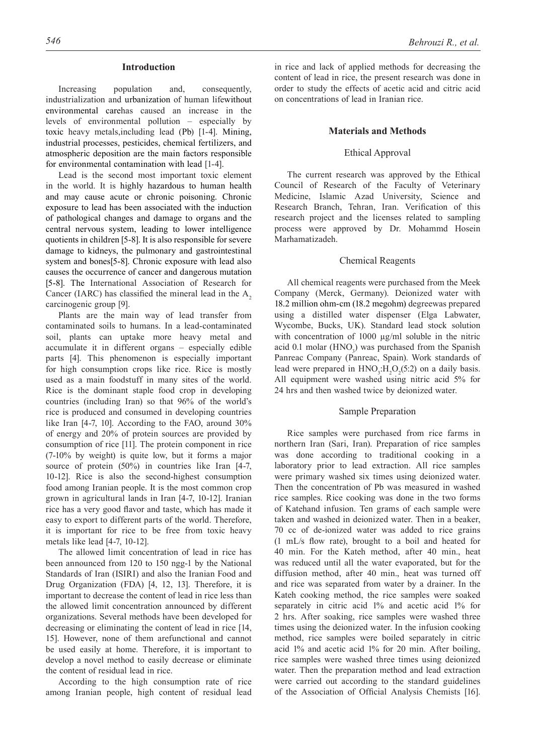## Introduction

Increasing population and, consequently, industrialization and urbanization of human lifewithout environmental carehas caused an increase in the levels of environmental pollution – especially by toxic heavy metals,including lead (Pb) [1-4]. Mining, industrial processes, pesticides, chemical fertilizers, and atmospheric deposition are the main factors responsible for environmental contamination with lead [1-4].

Lead is the second most important toxic element in the world. It is highly hazardous to human health and may cause acute or chronic poisoning. Chronic exposure to lead has been associated with the induction of pathological changes and damage to organs and the central nervous system, leading to lower intelligence quotients in children [5-8]. It is also responsible for severe damage to kidneys, the pulmonary and gastrointestinal system and bones[5-8]. Chronic exposure with lead also causes the occurrence of cancer and dangerous mutation [5-8]. The International Association of Research for Cancer (IARC) has classified the mineral lead in the $A_2$ carcinogenic group [9].

Plants are the main way of lead transfer from contaminated soils to humans. In a lead-contaminated soil, plants can uptake more heavy metal and accumulate it in different organs – especially edible parts [4]. This phenomenon is especially important for high consumption crops like rice. Rice is mostly used as a main foodstuff in many sites of the world. Rice is the dominant staple food crop in developing countries (including Iran) so that 96% of the world's rice is produced and consumed in developing countries like Iran [4-7, 10]. According to the FAO, around 30% of energy and 20% of protein sources are provided by consumption of rice [11]. The protein component in rice (7-10% by weight) is quite low, but it forms a major source of protein (50%) in countries like Iran [4-7, 10-12]. Rice is also the second-highest consumption food among Iranian people. It is the most common crop grown in agricultural lands in Iran [4-7, 10-12]. Iranian rice has a very good flavor and taste, which has made it easy to export to different parts of the world. Therefore, it is important for rice to be free from toxic heavy metals like lead [4-7, 10-12].

The allowed limit concentration of lead in rice has been announced from 120 to 150 ngg-1 by the National Standards of Iran (ISIRI) and also the Iranian Food and Drug Organization (FDA) [4, 12, 13]. Therefore, it is important to decrease the content of lead in rice less than the allowed limit concentration announced by different organizations. Several methods have been developed for decreasing or eliminating the content of lead in rice [14, 15]. However, none of them arefunctional and cannot be used easily at home. Therefore, it is important to develop a novel method to easily decrease or eliminate the content of residual lead in rice.

According to the high consumption rate of rice among Iranian people, high content of residual lead in rice and lack of applied methods for decreasing the content of lead in rice, the present research was done in order to study the effects of acetic acid and citric acid on concentrations of lead in Iranian rice.

## Materials and Methods

### Ethical Approval

The current research was approved by the Ethical Council of Research of the Faculty of Veterinary Medicine, Islamic Azad University, Science and Research Branch, Tehran, Iran. Verification of this research project and the licenses related to sampling process were approved by Dr. Mohammd Hosein Marhamatizadeh.

### Chemical Reagents

All chemical reagents were purchased from the Meek Company (Merck, Germany). Deionized water with 18.2 million ohm-cm (18.2 megohm) degreewas prepared using a distilled water dispenser (Elga Labwater, Wycombe, Bucks, UK). Standard lead stock solution with concentration of 1000 µg/ml soluble in the nitric acid 0.1 molar ($HNO_3$) was purchased from the Spanish Panreac Company (Panreac, Spain). Work standards of lead were prepared in $HNO_3$:$H_2O_2$(5:2) on a daily basis. All equipment were washed using nitric acid 5% for 24 hrs and then washed twice by deionized water.

### Sample Preparation

Rice samples were purchased from rice farms in northern Iran (Sari, Iran). Preparation of rice samples was done according to traditional cooking in a laboratory prior to lead extraction. All rice samples were primary washed six times using deionized water. Then the concentration of Pb was measured in washed rice samples. Rice cooking was done in the two forms of Katehand infusion. Ten grams of each sample were taken and washed in deionized water. Then in a beaker, 70 cc of de-ionized water was added to rice grains (1 mL/s flow rate), brought to a boil and heated for 40 min. For the Kateh method, after 40 min., heat was reduced until all the water evaporated, but for the diffusion method, after 40 min., heat was turned off and rice was separated from water by a drainer. In the Kateh cooking method, the rice samples were soaked separately in citric acid 1% and acetic acid 1% for 2 hrs. After soaking, rice samples were washed three times using the deionized water. In the infusion cooking method, rice samples were boiled separately in citric acid 1% and acetic acid 1% for 20 min. After boiling, rice samples were washed three times using deionized water. Then the preparation method and lead extraction were carried out according to the standard guidelines of the Association of Official Analysis Chemists [16].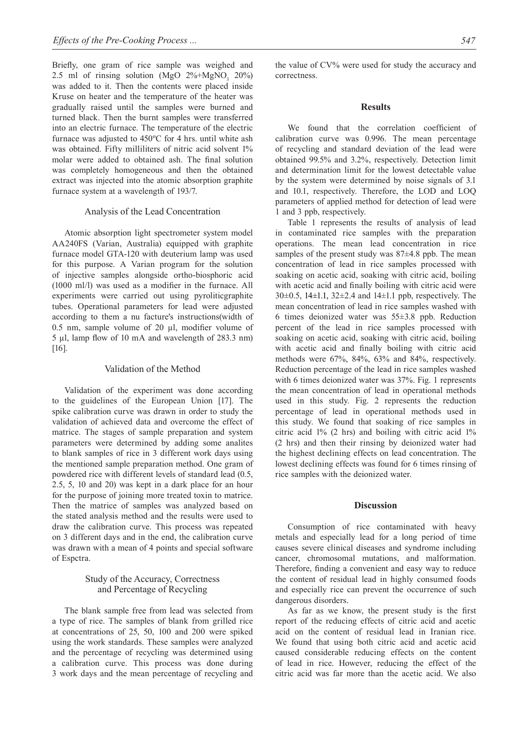Briefly, one gram of rice sample was weighed and 2.5 ml of rinsing solution (MgO 2%+$MgNO_3$ 20%) was added to it. Then the contents were placed inside Kruse on heater and the temperature of the heater was gradually raised until the samples were burned and turned black. Then the burnt samples were transferred into an electric furnace. The temperature of the electric furnace was adjusted to 450ºC for 4 hrs. until white ash was obtained. Fifty milliliters of nitric acid solvent 1% molar were added to obtained ash. The final solution was completely homogeneous and then the obtained extract was injected into the atomic absorption graphite furnace system at a wavelength of 193/7.

### Analysis of the Lead Concentration

Atomic absorption light spectrometer system model AA240FS (Varian, Australia) equipped with graphite furnace model GTA-120 with deuterium lamp was used for this purpose. A Varian program for the solution of injective samples alongside ortho-biosphoric acid (1000 ml/l) was used as a modifier in the furnace. All experiments were carried out using pyroliticgraphite tubes. Operational parameters for lead were adjusted according to them a nu facture's instructions(width of 0.5 nm, sample volume of 20 µl, modifier volume of 5 µl, lamp flow of 10 mA and wavelength of 283.3 nm) [16].

### Validation of the Method

Validation of the experiment was done according to the guidelines of the European Union [17]. The spike calibration curve was drawn in order to study the validation of achieved data and overcome the effect of matrice. The stages of sample preparation and system parameters were determined by adding some analites to blank samples of rice in 3 different work days using the mentioned sample preparation method. One gram of powdered rice with different levels of standard lead (0.5, 2.5, 5, 10 and 20) was kept in a dark place for an hour for the purpose of joining more treated toxin to matrice. Then the matrice of samples was analyzed based on the stated analysis method and the results were used to draw the calibration curve. This process was repeated on 3 different days and in the end, the calibration curve was drawn with a mean of 4 points and special software of Espctra.

### Study of the Accuracy, Correctness and Percentage of Recycling

The blank sample free from lead was selected from a type of rice. The samples of blank from grilled rice at concentrations of 25, 50, 100 and 200 were spiked using the work standards. These samples were analyzed and the percentage of recycling was determined using a calibration curve. This process was done during 3 work days and the mean percentage of recycling and the value of CV% were used for study the accuracy and correctness.

## Results

We found that the correlation coefficient of calibration curve was 0.996. The mean percentage of recycling and standard deviation of the lead were obtained 99.5% and 3.2%, respectively. Detection limit and determination limit for the lowest detectable value by the system were determined by noise signals of 3.1 and 10.1, respectively. Therefore, the LOD and LOQ parameters of applied method for detection of lead were 1 and 3 ppb, respectively.

Table 1 represents the results of analysis of lead in contaminated rice samples with the preparation operations. The mean lead concentration in rice samples of the present study was 87±4.8 ppb. The mean concentration of lead in rice samples processed with soaking on acetic acid, soaking with citric acid, boiling with acetic acid and finally boiling with citric acid were 30±0.5, 14±1.1, 32±2.4 and 14±1.1 ppb, respectively. The mean concentration of lead in rice samples washed with 6 times deionized water was 55±3.8 ppb. Reduction percent of the lead in rice samples processed with soaking on acetic acid, soaking with citric acid, boiling with acetic acid and finally boiling with citric acid methods were 67%, 84%, 63% and 84%, respectively. Reduction percentage of the lead in rice samples washed with 6 times deionized water was 37%. Fig. 1 represents the mean concentration of lead in operational methods used in this study. Fig. 2 represents the reduction percentage of lead in operational methods used in this study. We found that soaking of rice samples in citric acid 1% (2 hrs) and boiling with citric acid 1% (2 hrs) and then their rinsing by deionized water had the highest declining effects on lead concentration. The lowest declining effects was found for 6 times rinsing of rice samples with the deionized water.

## Discussion

Consumption of rice contaminated with heavy metals and especially lead for a long period of time causes severe clinical diseases and syndrome including cancer, chromosomal mutations, and malformation. Therefore, finding a convenient and easy way to reduce the content of residual lead in highly consumed foods and especially rice can prevent the occurrence of such dangerous disorders.

As far as we know, the present study is the first report of the reducing effects of citric acid and acetic acid on the content of residual lead in Iranian rice. We found that using both citric acid and acetic acid caused considerable reducing effects on the content of lead in rice. However, reducing the effect of the citric acid was far more than the acetic acid. We also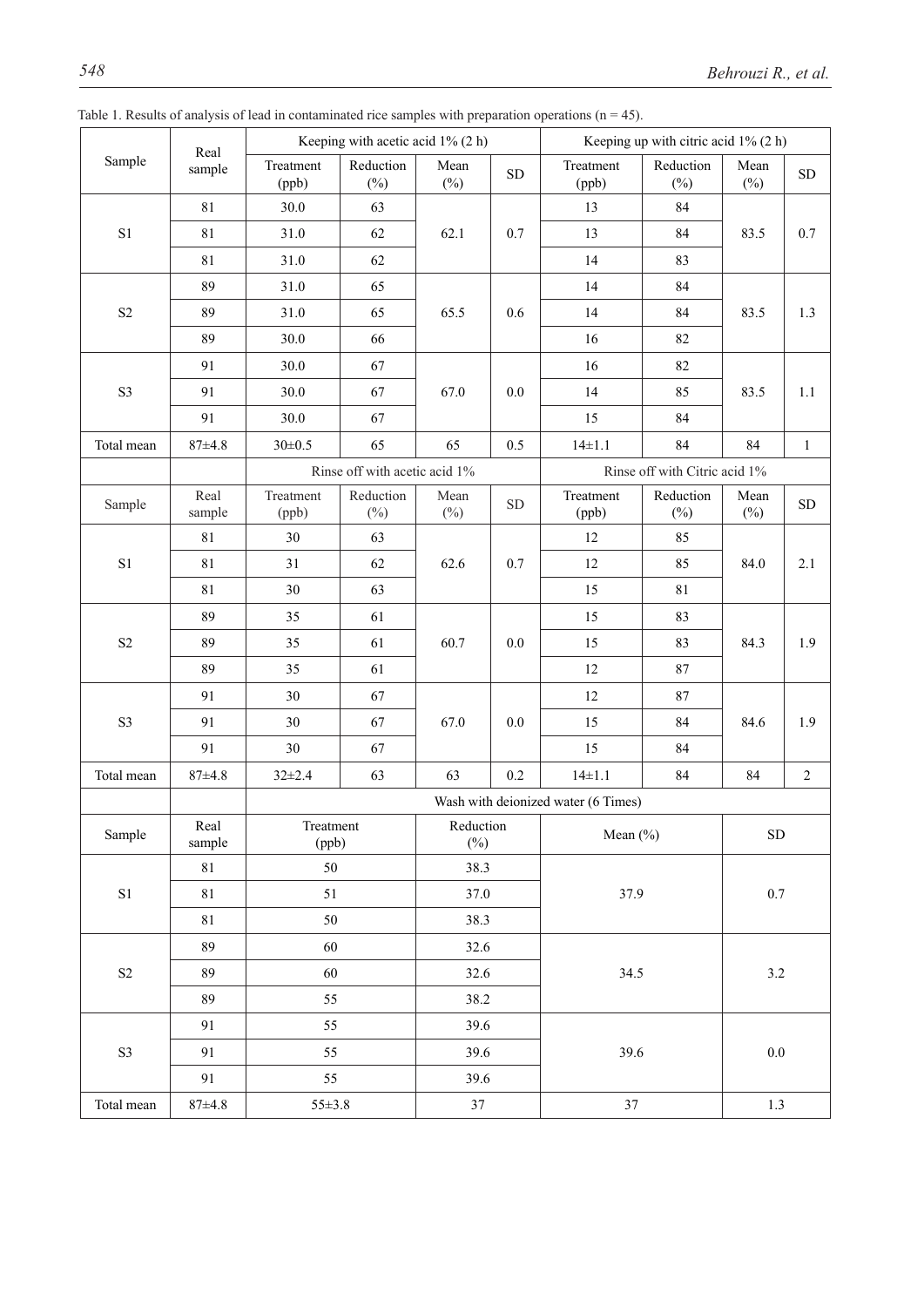Table 1. Results of analysis of lead in contaminated rice samples with preparation operations (n = 45).

| Sample | Real sample | Keeping with acetic acid 1% (2 h) | | | | Keeping up with citric acid 1% (2 h) | | | |
|---|---|---|---|---|---|---|---|---|---|
| | | Treatment (ppb) | Reduction (%) | Mean (%) | SD | Treatment (ppb) | Reduction (%) | Mean (%) | SD |
| S1 | 81 | 30.0 | 63 | 62.1 | 0.7 | 13 | 84 | 83.5 | 0.7 |
| | 81 | 31.0 | 62 | | | 13 | 84 | | |
| | 81 | 31.0 | 62 | | | 14 | 83 | | |
| S2 | 89 | 31.0 | 65 | 65.5 | 0.6 | 14 | 84 | 83.5 | 1.3 |
| | 89 | 31.0 | 65 | | | 14 | 84 | | |
| | 89 | 30.0 | 66 | | | 16 | 82 | | |
| S3 | 91 | 30.0 | 67 | 67.0 | 0.0 | 16 | 82 | 83.5 | 1.1 |
| | 91 | 30.0 | 67 | | | 14 | 85 | | |
| | 91 | 30.0 | 67 | | | 15 | 84 | | |
| Total mean | 87±4.8 | 30±0.5 | 65 | 65 | 0.5 | 14±1.1 | 84 | 84 | 1 |
| | | Rinse off with acetic acid 1% | | | | Rinse off with Citric acid 1% | | | |
| Sample | Real sample | Treatment (ppb) | Reduction (%) | Mean (%) | SD | Treatment (ppb) | Reduction (%) | Mean (%) | SD |
| S1 | 81 | 30 | 63 | 62.6 | 0.7 | 12 | 85 | 84.0 | 2.1 |
| | 81 | 31 | 62 | | | 12 | 85 | | |
| | 81 | 30 | 63 | | | 15 | 81 | | |
| S2 | 89 | 35 | 61 | 60.7 | 0.0 | 15 | 83 | 84.3 | 1.9 |
| | 89 | 35 | 61 | | | 15 | 83 | | |
| | 89 | 35 | 61 | | | 12 | 87 | | |
| S3 | 91 | 30 | 67 | 67.0 | 0.0 | 12 | 87 | 84.6 | 1.9 |
| | 91 | 30 | 67 | | | 15 | 84 | | |
| | 91 | 30 | 67 | | | 15 | 84 | | |
| Total mean | 87±4.8 | 32±2.4 | 63 | 63 | 0.2 | 14±1.1 | 84 | 84 | 2 |

| Sample | Real sample | Wash with deionized water (6 Times) | | | |
|---|---|---|---|---|---|
| | | Treatment (ppb) | Reduction (%) | Mean (%) | SD |
| S1 | 81 | 50 | 38.3 | 37.9 | 0.7 |
| | 81 | 51 | 37.0 | | |
| | 81 | 50 | 38.3 | | |
| S2 | 89 | 60 | 32.6 | 34.5 | 3.2 |
| | 89 | 60 | 32.6 | | |
| | 89 | 55 | 38.2 | | |
| S3 | 91 | 55 | 39.6 | 39.6 | 0.0 |
| | 91 | 55 | 39.6 | | |
| | 91 | 55 | 39.6 | | |
| Total mean | 87±4.8 | 55±3.8 | 37 | 37 | 1.3 |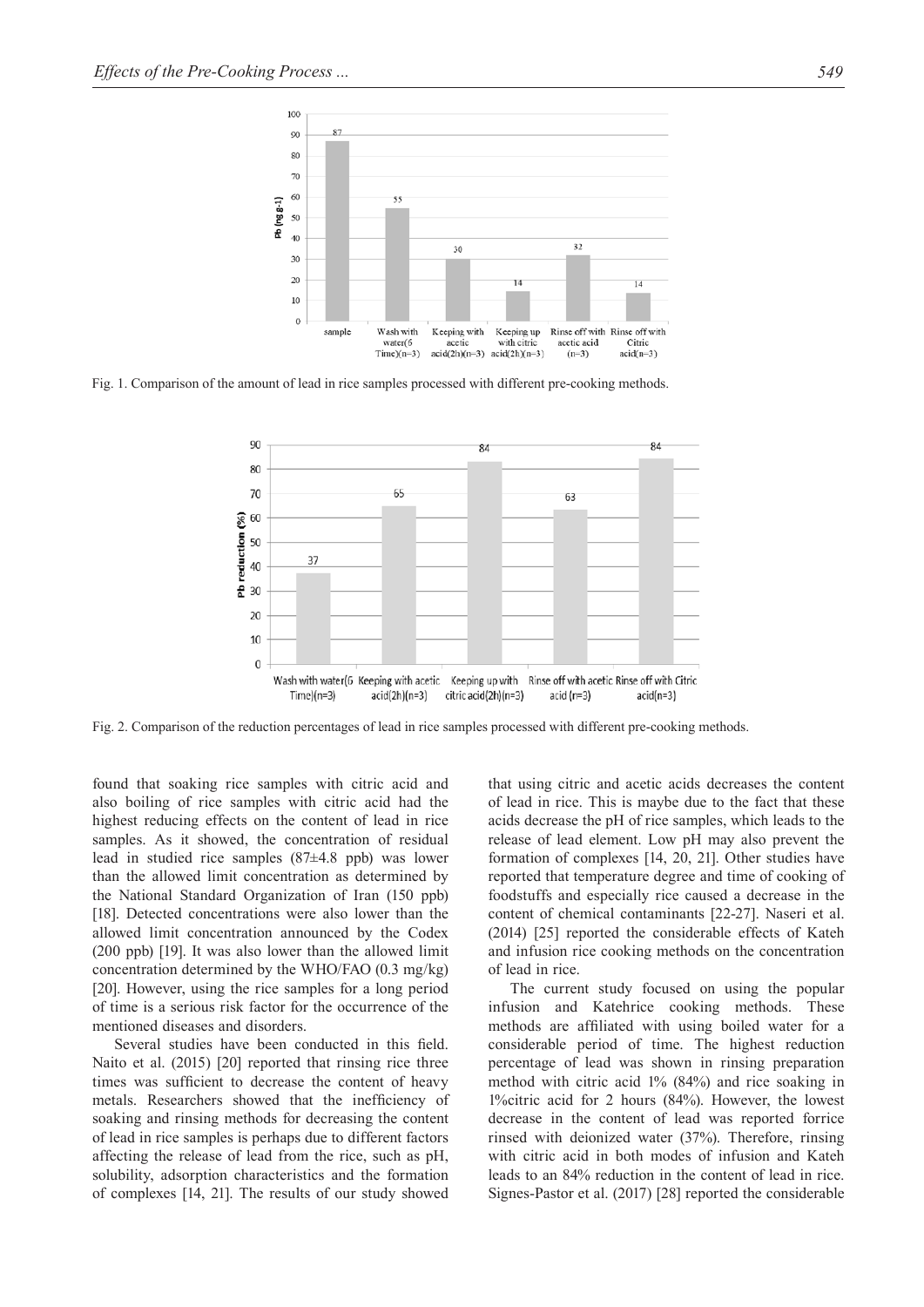Fig. 1. Comparison of the amount of lead in rice samples processed with different pre-cooking methods.

Fig. 2. Comparison of the reduction percentages of lead in rice samples processed with different pre-cooking methods.

found that soaking rice samples with citric acid and also boiling of rice samples with citric acid had the highest reducing effects on the content of lead in rice samples. As it showed, the concentration of residual lead in studied rice samples (87±4.8 ppb) was lower than the allowed limit concentration as determined by the National Standard Organization of Iran (150 ppb) [18]. Detected concentrations were also lower than the allowed limit concentration announced by the Codex (200 ppb) [19]. It was also lower than the allowed limit concentration determined by the WHO/FAO (0.3 mg/kg) [20]. However, using the rice samples for a long period of time is a serious risk factor for the occurrence of the mentioned diseases and disorders.

Several studies have been conducted in this field. Naito et al. (2015) [20] reported that rinsing rice three times was sufficient to decrease the content of heavy metals. Researchers showed that the inefficiency of soaking and rinsing methods for decreasing the content of lead in rice samples is perhaps due to different factors affecting the release of lead from the rice, such as pH, solubility, adsorption characteristics and the formation of complexes [14, 21]. The results of our study showed that using citric and acetic acids decreases the content of lead in rice. This is maybe due to the fact that these acids decrease the pH of rice samples, which leads to the release of lead element. Low pH may also prevent the formation of complexes [14, 20, 21]. Other studies have reported that temperature degree and time of cooking of foodstuffs and especially rice caused a decrease in the content of chemical contaminants [22-27]. Naseri et al. (2014) [25] reported the considerable effects of Kateh and infusion rice cooking methods on the concentration of lead in rice.

The current study focused on using the popular infusion and Katehrice cooking methods. These methods are affiliated with using boiled water for a considerable period of time. The highest reduction percentage of lead was shown in rinsing preparation method with citric acid 1% (84%) and rice soaking in 1%citric acid for 2 hours (84%). However, the lowest decrease in the content of lead was reported forrice rinsed with deionized water (37%). Therefore, rinsing with citric acid in both modes of infusion and Kateh leads to an 84% reduction in the content of lead in rice. Signes-Pastor et al. (2017) [28] reported the considerable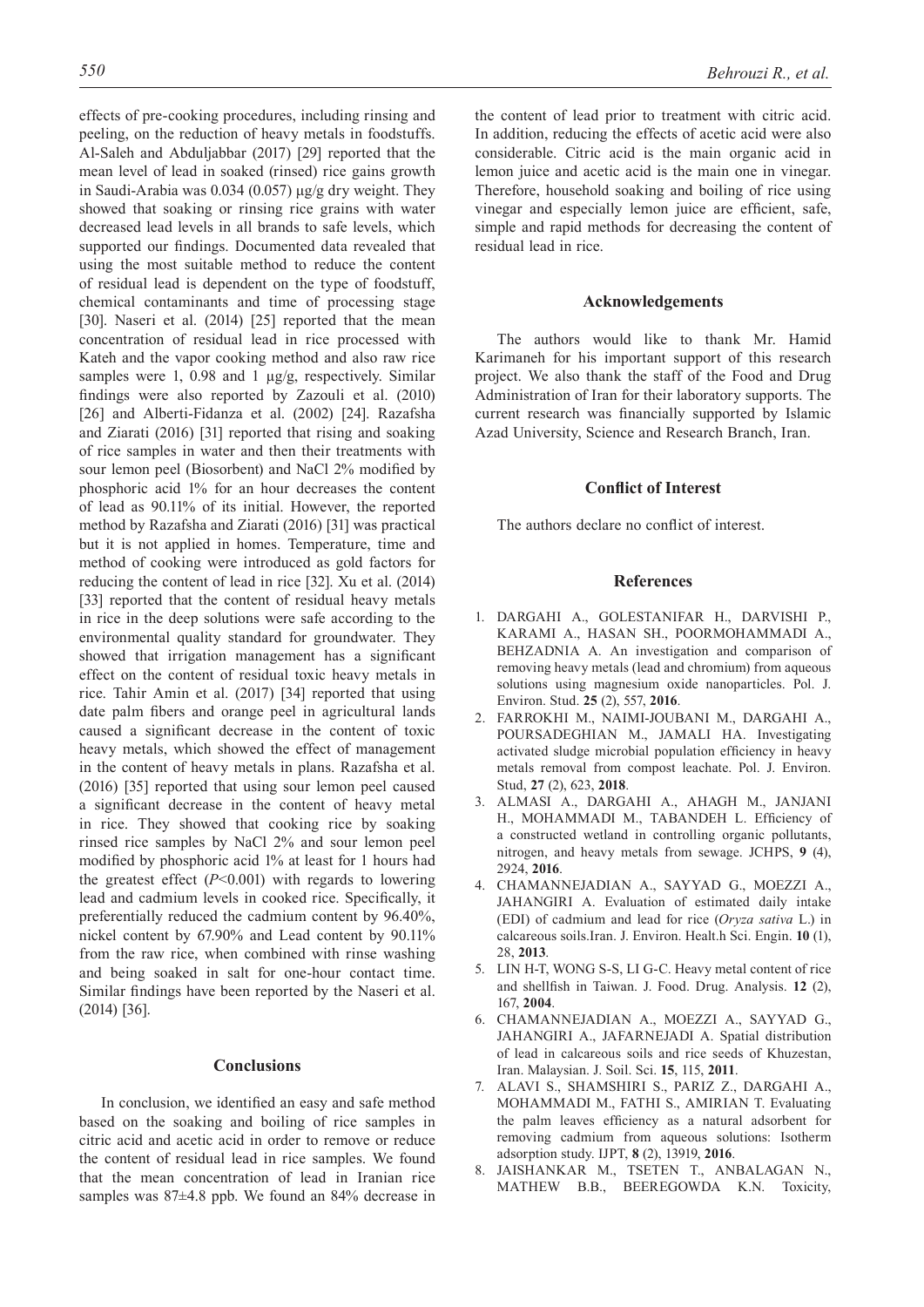effects of pre-cooking procedures, including rinsing and peeling, on the reduction of heavy metals in foodstuffs. Al-Saleh and Abduljabbar (2017) [29] reported that the mean level of lead in soaked (rinsed) rice gains growth in Saudi-Arabia was 0.034 (0.057) µg/g dry weight. They showed that soaking or rinsing rice grains with water decreased lead levels in all brands to safe levels, which supported our findings. Documented data revealed that using the most suitable method to reduce the content of residual lead is dependent on the type of foodstuff, chemical contaminants and time of processing stage [30]. Naseri et al. (2014) [25] reported that the mean concentration of residual lead in rice processed with Kateh and the vapor cooking method and also raw rice samples were 1, 0.98 and 1 µg/g, respectively. Similar findings were also reported by Zazouli et al. (2010) [26] and Alberti-Fidanza et al. (2002) [24]. Razafsha and Ziarati (2016) [31] reported that rising and soaking of rice samples in water and then their treatments with sour lemon peel (Biosorbent) and NaCl 2% modified by phosphoric acid 1% for an hour decreases the content of lead as 90.11% of its initial. However, the reported method by Razafsha and Ziarati (2016) [31] was practical but it is not applied in homes. Temperature, time and method of cooking were introduced as gold factors for reducing the content of lead in rice [32]. Xu et al. (2014) [33] reported that the content of residual heavy metals in rice in the deep solutions were safe according to the environmental quality standard for groundwater. They showed that irrigation management has a significant effect on the content of residual toxic heavy metals in rice. Tahir Amin et al. (2017) [34] reported that using date palm fibers and orange peel in agricultural lands caused a significant decrease in the content of toxic heavy metals, which showed the effect of management in the content of heavy metals in plans. Razafsha et al. (2016) [35] reported that using sour lemon peel caused a significant decrease in the content of heavy metal in rice. They showed that cooking rice by soaking rinsed rice samples by NaCl 2% and sour lemon peel modified by phosphoric acid 1% at least for 1 hours had the greatest effect ($P<0.001$) with regards to lowering lead and cadmium levels in cooked rice. Specifically, it preferentially reduced the cadmium content by 96.40%, nickel content by 67.90% and Lead content by 90.11% from the raw rice, when combined with rinse washing and being soaked in salt for one-hour contact time. Similar findings have been reported by the Naseri et al. (2014) [36].

## Conclusions

In conclusion, we identified an easy and safe method based on the soaking and boiling of rice samples in citric acid and acetic acid in order to remove or reduce the content of residual lead in rice samples. We found that the mean concentration of lead in Iranian rice samples was 87±4.8 ppb. We found an 84% decrease in the content of lead prior to treatment with citric acid. In addition, reducing the effects of acetic acid were also considerable. Citric acid is the main organic acid in lemon juice and acetic acid is the main one in vinegar. Therefore, household soaking and boiling of rice using vinegar and especially lemon juice are efficient, safe, simple and rapid methods for decreasing the content of residual lead in rice.

## Acknowledgements

The authors would like to thank Mr. Hamid Karimaneh for his important support of this research project. We also thank the staff of the Food and Drug Administration of Iran for their laboratory supports. The current research was financially supported by Islamic Azad University, Science and Research Branch, Iran.

## Conflict of Interest

The authors declare no conflict of interest.

## References

1. DARGAHI A., GOLESTANIFAR H., DARVISHI P., KARAMI A., HASAN SH., POORMOHAMMADI A., BEHZADNIA A. An investigation and comparison of removing heavy metals (lead and chromium) from aqueous solutions using magnesium oxide nanoparticles. Pol. J. Environ. Stud. **25** (2), 557, **2016**.
2. FARROKHI M., NAIMI-JOUBANI M., DARGAHI A., POURSADEGHIAN M., JAMALI HA. Investigating activated sludge microbial population efficiency in heavy metals removal from compost leachate. Pol. J. Environ. Stud, **27** (2), 623, **2018**.
3. ALMASI A., DARGAHI A., AHAGH M., JANJANI H., MOHAMMADI M., TABANDEH L. Efficiency of a constructed wetland in controlling organic pollutants, nitrogen, and heavy metals from sewage. JCHPS, **9** (4), 2924, **2016**.
4. CHAMANNEJADIAN A., SAYYAD G., MOEZZI A., JAHANGIRI A. Evaluation of estimated daily intake (EDI) of cadmium and lead for rice (*Oryza sativa* L.) in calcareous soils.Iran. J. Environ. Healt.h Sci. Engin. **10** (1), 28, **2013**.
5. LIN H-T, WONG S-S, LI G-C. Heavy metal content of rice and shellfish in Taiwan. J. Food. Drug. Analysis. **12** (2), 167, **2004**.
6. CHAMANNEJADIAN A., MOEZZI A., SAYYAD G., JAHANGIRI A., JAFARNEJADI A. Spatial distribution of lead in calcareous soils and rice seeds of Khuzestan, Iran. Malaysian. J. Soil. Sci. **15**, 115, **2011**.
7. ALAVI S., SHAMSHIRI S., PARIZ Z., DARGAHI A., MOHAMMADI M., FATHI S., AMIRIAN T. Evaluating the palm leaves efficiency as a natural adsorbent for removing cadmium from aqueous solutions: Isotherm adsorption study. IJPT, **8** (2), 13919, **2016**.
8. JAISHANKAR M., TSETEN T., ANBALAGAN N., MATHEW B.B., BEEREGOWDA K.N. Toxicity,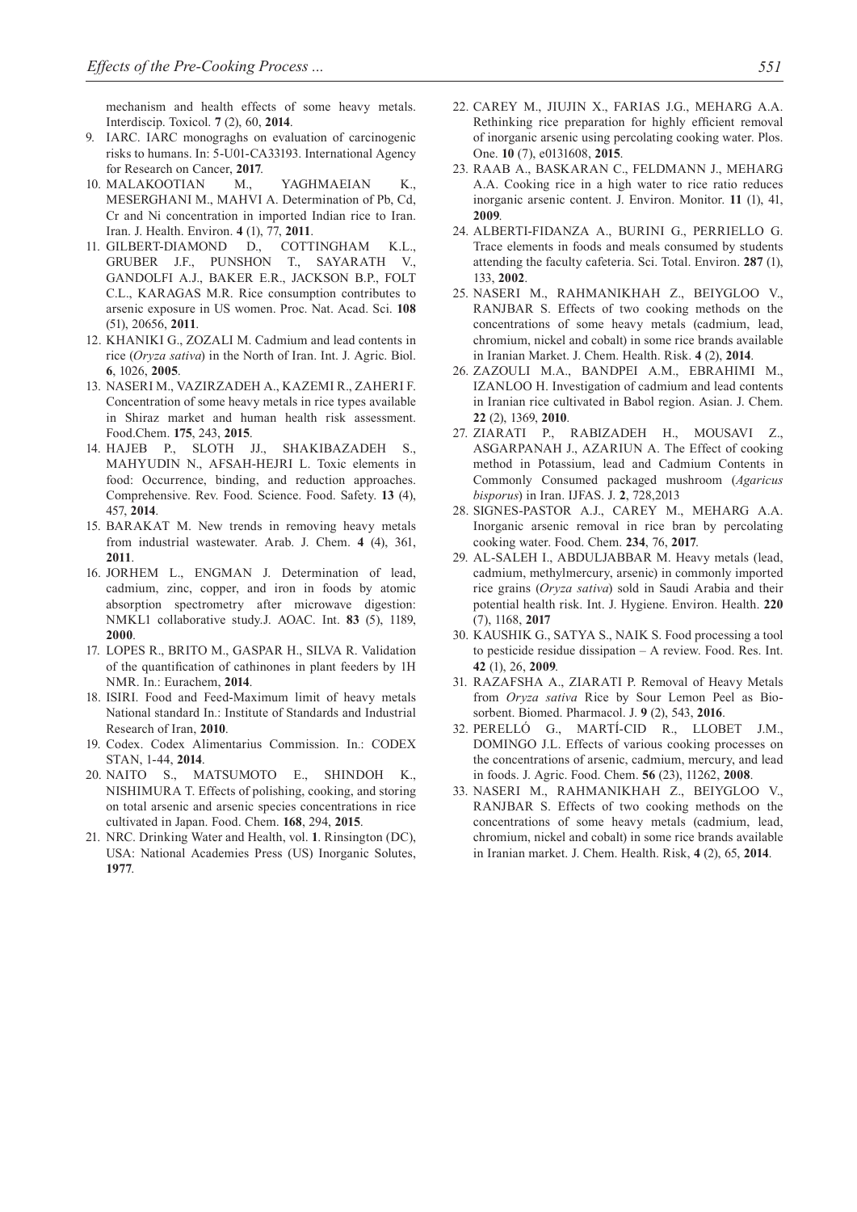mechanism and health effects of some heavy metals. Interdiscip. Toxicol. **7** (2), 60, **2014**.

9. IARC. IARC monograghs on evaluation of carcinogenic risks to humans. In: 5-U01-CA33193. International Agency for Research on Cancer, **2017**.
10. MALAKOOTIAN M., YAGHMAEIAN K., MESERGHANI M., MAHVI A. Determination of Pb, Cd, Cr and Ni concentration in imported Indian rice to Iran. Iran. J. Health. Environ. **4** (1), 77, **2011**.
11. GILBERT-DIAMOND D., COTTINGHAM K.L., GRUBER J.F., PUNSHON T., SAYARATH V., GANDOLFI A.J., BAKER E.R., JACKSON B.P., FOLT C.L., KARAGAS M.R. Rice consumption contributes to arsenic exposure in US women. Proc. Nat. Acad. Sci. **108** (51), 20656, **2011**.
12. KHANIKI G., ZOZALI M. Cadmium and lead contents in rice (*Oryza sativa*) in the North of Iran. Int. J. Agric. Biol. **6**, 1026, **2005**.
13. NASERI M., VAZIRZADEH A., KAZEMI R., ZAHERI F. Concentration of some heavy metals in rice types available in Shiraz market and human health risk assessment. Food.Chem. **175**, 243, **2015**.
14. HAJEB P., SLOTH JJ., SHAKIBAZADEH S., MAHYUDIN N., AFSAH-HEJRI L. Toxic elements in food: Occurrence, binding, and reduction approaches. Comprehensive. Rev. Food. Science. Food. Safety. **13** (4), 457, **2014**.
15. BARAKAT M. New trends in removing heavy metals from industrial wastewater. Arab. J. Chem. **4** (4), 361, **2011**.
16. JORHEM L., ENGMAN J. Determination of lead, cadmium, zinc, copper, and iron in foods by atomic absorption spectrometry after microwave digestion: NMKL1 collaborative study.J. AOAC. Int. **83** (5), 1189, **2000**.
17. LOPES R., BRITO M., GASPAR H., SILVA R. Validation of the quantification of cathinones in plant feeders by 1H NMR. In.: Eurachem, **2014**.
18. ISIRI. Food and Feed-Maximum limit of heavy metals National standard In.: Institute of Standards and Industrial Research of Iran, **2010**.
19. Codex. Codex Alimentarius Commission. In.: CODEX STAN, 1-44, **2014**.
20. NAITO S., MATSUMOTO E., SHINDOH K., NISHIMURA T. Effects of polishing, cooking, and storing on total arsenic and arsenic species concentrations in rice cultivated in Japan. Food. Chem. **168**, 294, **2015**.
21. NRC. Drinking Water and Health, vol. **1**. Rinsington (DC), USA: National Academies Press (US) Inorganic Solutes, **1977**.
22. CAREY M., JIUJIN X., FARIAS J.G., MEHARG A.A. Rethinking rice preparation for highly efficient removal of inorganic arsenic using percolating cooking water. Plos. One. **10** (7), e0131608, **2015**.
23. RAAB A., BASKARAN C., FELDMANN J., MEHARG A.A. Cooking rice in a high water to rice ratio reduces inorganic arsenic content. J. Environ. Monitor. **11** (1), 41, **2009**.
24. ALBERTI-FIDANZA A., BURINI G., PERRIELLO G. Trace elements in foods and meals consumed by students attending the faculty cafeteria. Sci. Total. Environ. **287** (1), 133, **2002**.
25. NASERI M., RAHMANIKHAH Z., BEIYGLOO V., RANJBAR S. Effects of two cooking methods on the concentrations of some heavy metals (cadmium, lead, chromium, nickel and cobalt) in some rice brands available in Iranian Market. J. Chem. Health. Risk. **4** (2), **2014**.
26. ZAZOULI M.A., BANDPEI A.M., EBRAHIMI M., IZANLOO H. Investigation of cadmium and lead contents in Iranian rice cultivated in Babol region. Asian. J. Chem. **22** (2), 1369, **2010**.
27. ZIARATI P., RABIZADEH H., MOUSAVI Z., ASGARPANAH J., AZARIUN A. The Effect of cooking method in Potassium, lead and Cadmium Contents in Commonly Consumed packaged mushroom (*Agaricus bisporus*) in Iran. IJFAS. J. **2**, 728,2013
28. SIGNES-PASTOR A.J., CAREY M., MEHARG A.A. Inorganic arsenic removal in rice bran by percolating cooking water. Food. Chem. **234**, 76, **2017**.
29. AL-SALEH I., ABDULJABBAR M. Heavy metals (lead, cadmium, methylmercury, arsenic) in commonly imported rice grains (*Oryza sativa*) sold in Saudi Arabia and their potential health risk. Int. J. Hygiene. Environ. Health. **220** (7), 1168, **2017**
30. KAUSHIK G., SATYA S., NAIK S. Food processing a tool to pesticide residue dissipation – A review. Food. Res. Int. **42** (1), 26, **2009**.
31. RAZAFSHA A., ZIARATI P. Removal of Heavy Metals from *Oryza sativa* Rice by Sour Lemon Peel as Bio-sorbent. Biomed. Pharmacol. J. **9** (2), 543, **2016**.
32. PERELLÓ G., MARTÍ-CID R., LLOBET J.M., DOMINGO J.L. Effects of various cooking processes on the concentrations of arsenic, cadmium, mercury, and lead in foods. J. Agric. Food. Chem. **56** (23), 11262, **2008**.
33. NASERI M., RAHMANIKHAH Z., BEIYGLOO V., RANJBAR S. Effects of two cooking methods on the concentrations of some heavy metals (cadmium, lead, chromium, nickel and cobalt) in some rice brands available in Iranian market. J. Chem. Health. Risk, **4** (2), 65, **2014**.